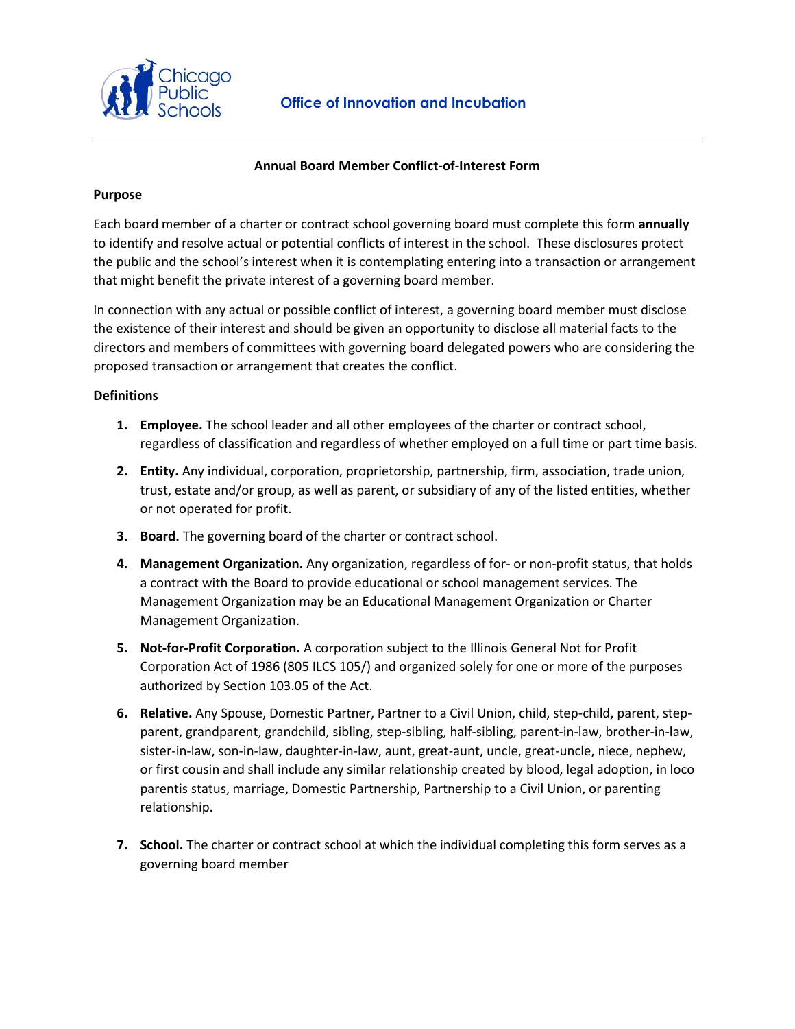Office of Innovation and Incubation

# Annual Board Member Conflict-of-Interest Form

## Purpose

Each board member of a charter or contract school governing board must complete this form **annually** to identify and resolve actual or potential conflicts of interest in the school. These disclosures protect the public and the school's interest when it is contemplating entering into a transaction or arrangement that might benefit the private interest of a governing board member.

In connection with any actual or possible conflict of interest, a governing board member must disclose the existence of their interest and should be given an opportunity to disclose all material facts to the directors and members of committees with governing board delegated powers who are considering the proposed transaction or arrangement that creates the conflict.

## Definitions

1. **Employee.** The school leader and all other employees of the charter or contract school, regardless of classification and regardless of whether employed on a full time or part time basis.
2. **Entity.** Any individual, corporation, proprietorship, partnership, firm, association, trade union, trust, estate and/or group, as well as parent, or subsidiary of any of the listed entities, whether or not operated for profit.
3. **Board.** The governing board of the charter or contract school.
4. **Management Organization.** Any organization, regardless of for- or non-profit status, that holds a contract with the Board to provide educational or school management services. The Management Organization may be an Educational Management Organization or Charter Management Organization.
5. **Not-for-Profit Corporation.** A corporation subject to the Illinois General Not for Profit Corporation Act of 1986 (805 ILCS 105/) and organized solely for one or more of the purposes authorized by Section 103.05 of the Act.
6. **Relative.** Any Spouse, Domestic Partner, Partner to a Civil Union, child, step-child, parent, step-parent, grandparent, grandchild, sibling, step-sibling, half-sibling, parent-in-law, brother-in-law, sister-in-law, son-in-law, daughter-in-law, aunt, great-aunt, uncle, great-uncle, niece, nephew, or first cousin and shall include any similar relationship created by blood, legal adoption, in loco parentis status, marriage, Domestic Partnership, Partnership to a Civil Union, or parenting relationship.
7. **School.** The charter or contract school at which the individual completing this form serves as a governing board member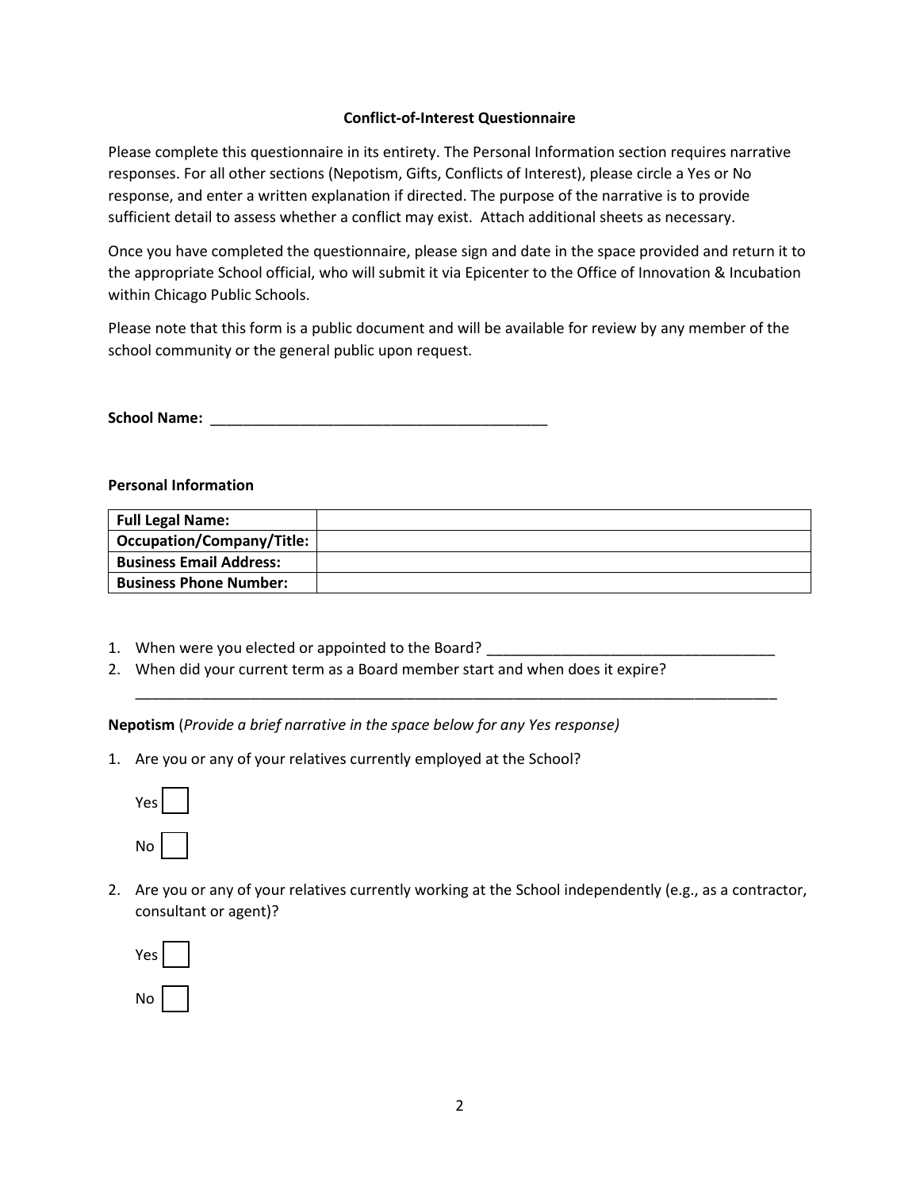**Conflict-of-Interest Questionnaire**

Please complete this questionnaire in its entirety. The Personal Information section requires narrative responses. For all other sections (Nepotism, Gifts, Conflicts of Interest), please circle a Yes or No response, and enter a written explanation if directed. The purpose of the narrative is to provide sufficient detail to assess whether a conflict may exist. Attach additional sheets as necessary.

Once you have completed the questionnaire, please sign and date in the space provided and return it to the appropriate School official, who will submit it via Epicenter to the Office of Innovation & Incubation within Chicago Public Schools.

Please note that this form is a public document and will be available for review by any member of the school community or the general public upon request.

**School Name:** ___________________________________________

**Personal Information**

| **Full Legal Name:** | |
|---|---|
| **Occupation/Company/Title:** | |
| **Business Email Address:** | |
| **Business Phone Number:** | |

1. When were you elected or appointed to the Board? ____________________________________
2. When did your current term as a Board member start and when does it expire?
   ________________________________________________________________________________

**Nepotism** (*Provide a brief narrative in the space below for any Yes response)*

1. Are you or any of your relatives currently employed at the School?

   Yes ☐

   No ☐

2. Are you or any of your relatives currently working at the School independently (e.g., as a contractor, consultant or agent)?

   Yes ☐

   No ☐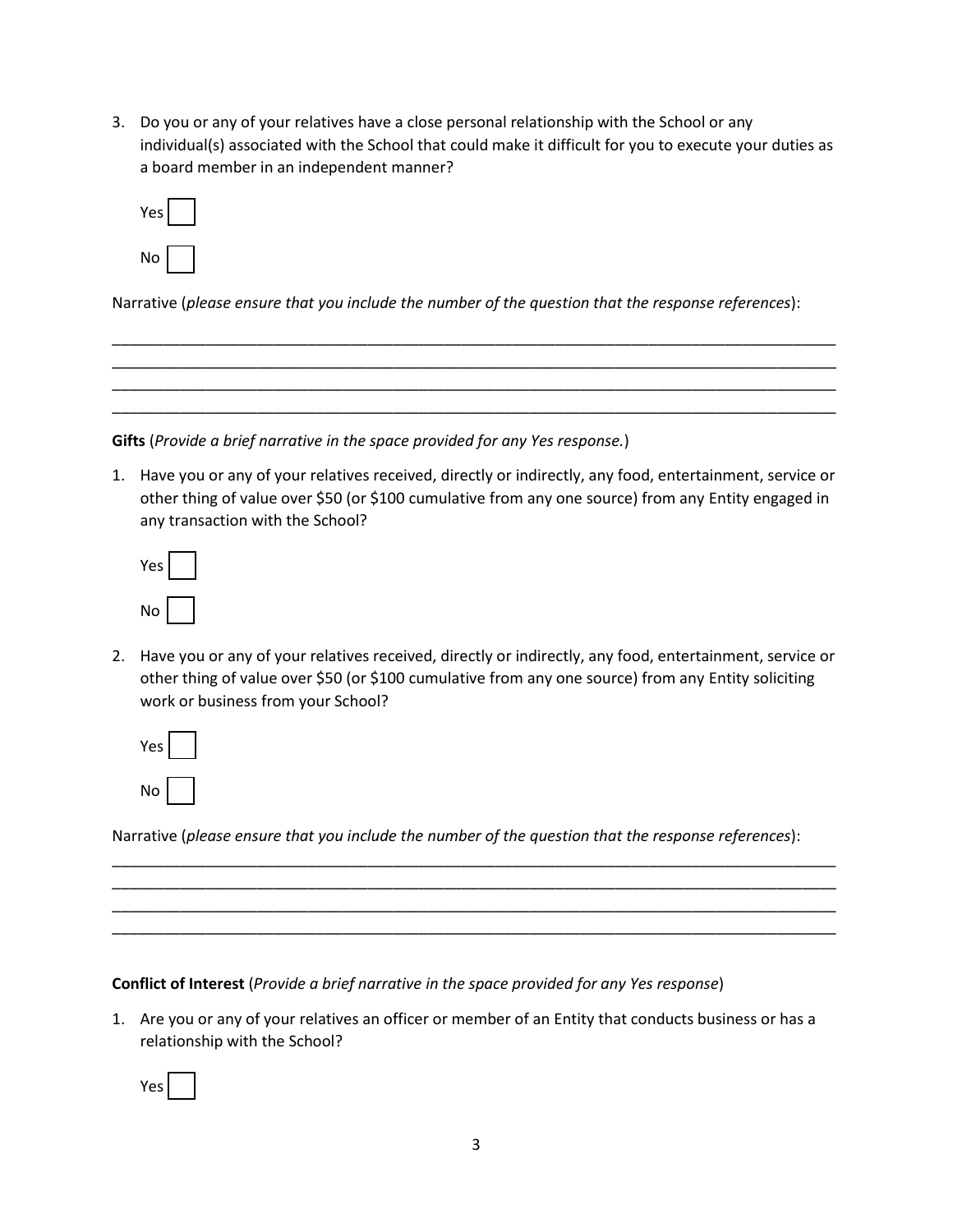3. Do you or any of your relatives have a close personal relationship with the School or any individual(s) associated with the School that could make it difficult for you to execute your duties as a board member in an independent manner?

Yes ☐

No ☐

Narrative (*please ensure that you include the number of the question that the response references*):

_______________________________________________________________________________________
_______________________________________________________________________________________
_______________________________________________________________________________________
_______________________________________________________________________________________

**Gifts** (*Provide a brief narrative in the space provided for any Yes response.*)

1. Have you or any of your relatives received, directly or indirectly, any food, entertainment, service or other thing of value over $50 (or $100 cumulative from any one source) from any Entity engaged in any transaction with the School?

Yes ☐

No ☐

2. Have you or any of your relatives received, directly or indirectly, any food, entertainment, service or other thing of value over $50 (or $100 cumulative from any one source) from any Entity soliciting work or business from your School?

Yes ☐

No ☐

Narrative (*please ensure that you include the number of the question that the response references*):

_______________________________________________________________________________________
_______________________________________________________________________________________
_______________________________________________________________________________________
_______________________________________________________________________________________

**Conflict of Interest** (*Provide a brief narrative in the space provided for any Yes response*)

1. Are you or any of your relatives an officer or member of an Entity that conducts business or has a relationship with the School?

Yes ☐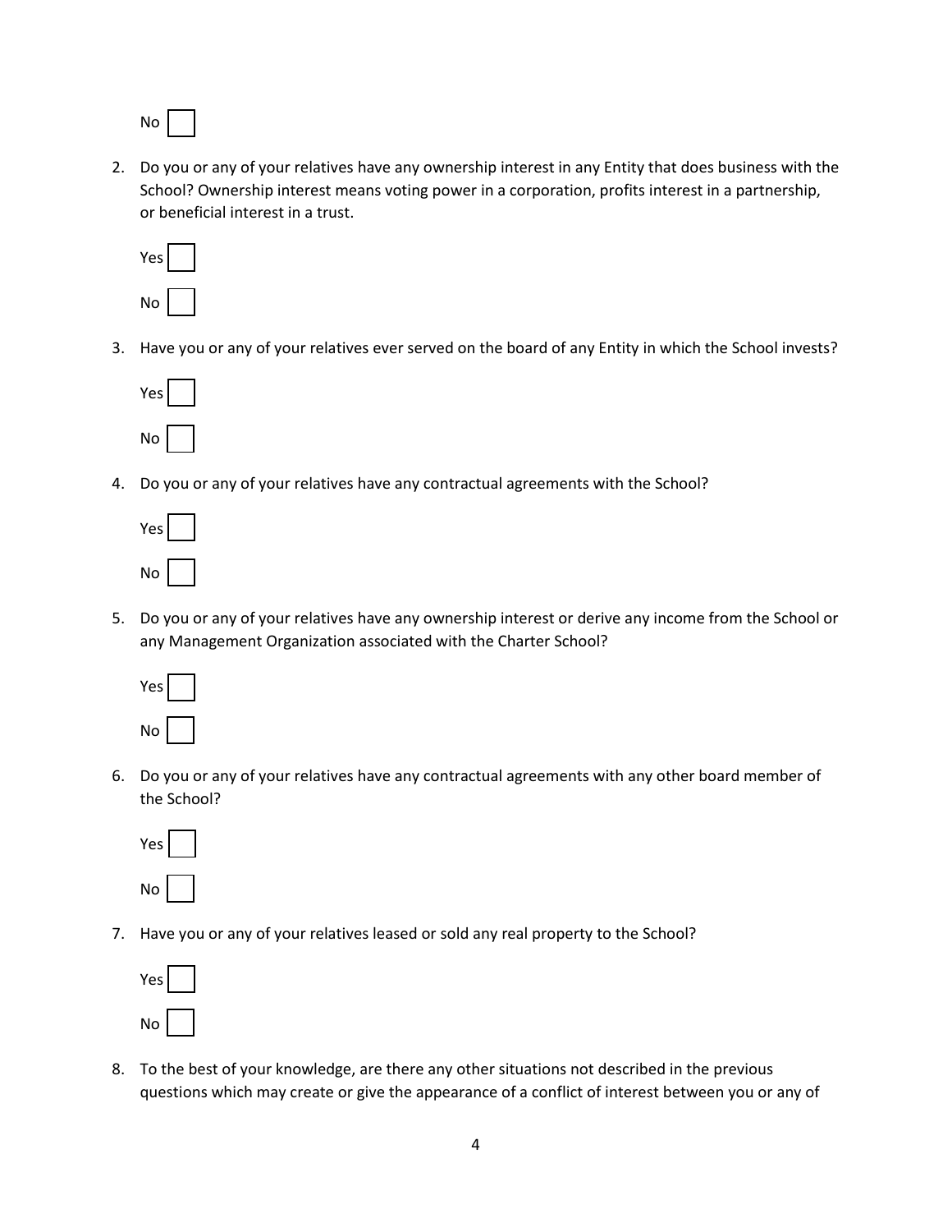No ☐

2. Do you or any of your relatives have any ownership interest in any Entity that does business with the School? Ownership interest means voting power in a corporation, profits interest in a partnership, or beneficial interest in a trust.

   Yes ☐

   No ☐

3. Have you or any of your relatives ever served on the board of any Entity in which the School invests?

   Yes ☐

   No ☐

4. Do you or any of your relatives have any contractual agreements with the School?

   Yes ☐

   No ☐

5. Do you or any of your relatives have any ownership interest or derive any income from the School or any Management Organization associated with the Charter School?

   Yes ☐

   No ☐

6. Do you or any of your relatives have any contractual agreements with any other board member of the School?

   Yes ☐

   No ☐

7. Have you or any of your relatives leased or sold any real property to the School?

   Yes ☐

   No ☐

8. To the best of your knowledge, are there any other situations not described in the previous questions which may create or give the appearance of a conflict of interest between you or any of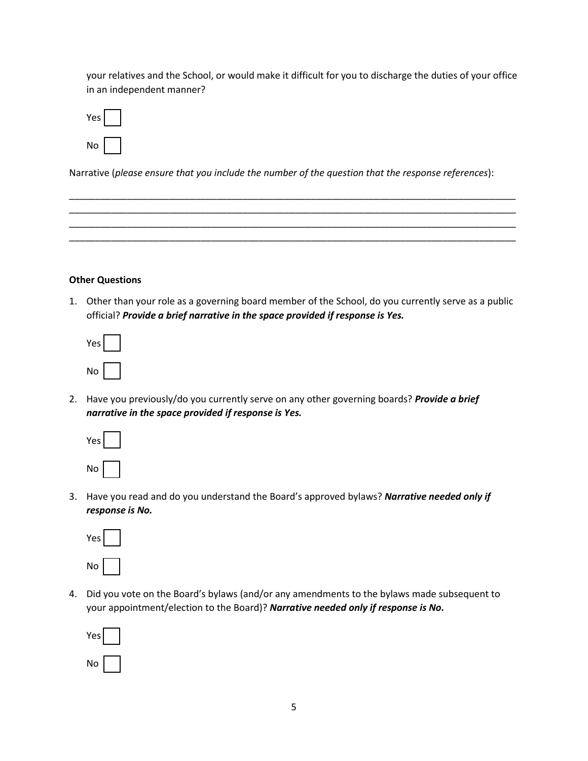your relatives and the School, or would make it difficult for you to discharge the duties of your office in an independent manner?

Yes ☐

No ☐

Narrative (*please ensure that you include the number of the question that the response references*):

\_\_\_\_\_\_\_\_\_\_\_\_\_\_\_\_\_\_\_\_\_\_\_\_\_\_\_\_\_\_\_\_\_\_\_\_\_\_\_\_\_\_\_\_\_\_\_\_\_\_\_\_\_\_\_\_\_\_\_\_\_\_\_\_\_\_\_\_\_\_\_\_\_\_\_\_\_\_\_\_\_\_\_\_\_\_\_\_
\_\_\_\_\_\_\_\_\_\_\_\_\_\_\_\_\_\_\_\_\_\_\_\_\_\_\_\_\_\_\_\_\_\_\_\_\_\_\_\_\_\_\_\_\_\_\_\_\_\_\_\_\_\_\_\_\_\_\_\_\_\_\_\_\_\_\_\_\_\_\_\_\_\_\_\_\_\_\_\_\_\_\_\_\_\_\_\_
\_\_\_\_\_\_\_\_\_\_\_\_\_\_\_\_\_\_\_\_\_\_\_\_\_\_\_\_\_\_\_\_\_\_\_\_\_\_\_\_\_\_\_\_\_\_\_\_\_\_\_\_\_\_\_\_\_\_\_\_\_\_\_\_\_\_\_\_\_\_\_\_\_\_\_\_\_\_\_\_\_\_\_\_\_\_\_\_
\_\_\_\_\_\_\_\_\_\_\_\_\_\_\_\_\_\_\_\_\_\_\_\_\_\_\_\_\_\_\_\_\_\_\_\_\_\_\_\_\_\_\_\_\_\_\_\_\_\_\_\_\_\_\_\_\_\_\_\_\_\_\_\_\_\_\_\_\_\_\_\_\_\_\_\_\_\_\_\_\_\_\_\_\_\_\_\_

**Other Questions**

1. Other than your role as a governing board member of the School, do you currently serve as a public official? ***Provide a brief narrative in the space provided if response is Yes.***

   Yes ☐

   No ☐

2. Have you previously/do you currently serve on any other governing boards? ***Provide a brief narrative in the space provided if response is Yes.***

   Yes ☐

   No ☐

3. Have you read and do you understand the Board's approved bylaws? ***Narrative needed only if response is No.***

   Yes ☐

   No ☐

4. Did you vote on the Board's bylaws (and/or any amendments to the bylaws made subsequent to your appointment/election to the Board)? ***Narrative needed only if response is No.***

   Yes ☐

   No ☐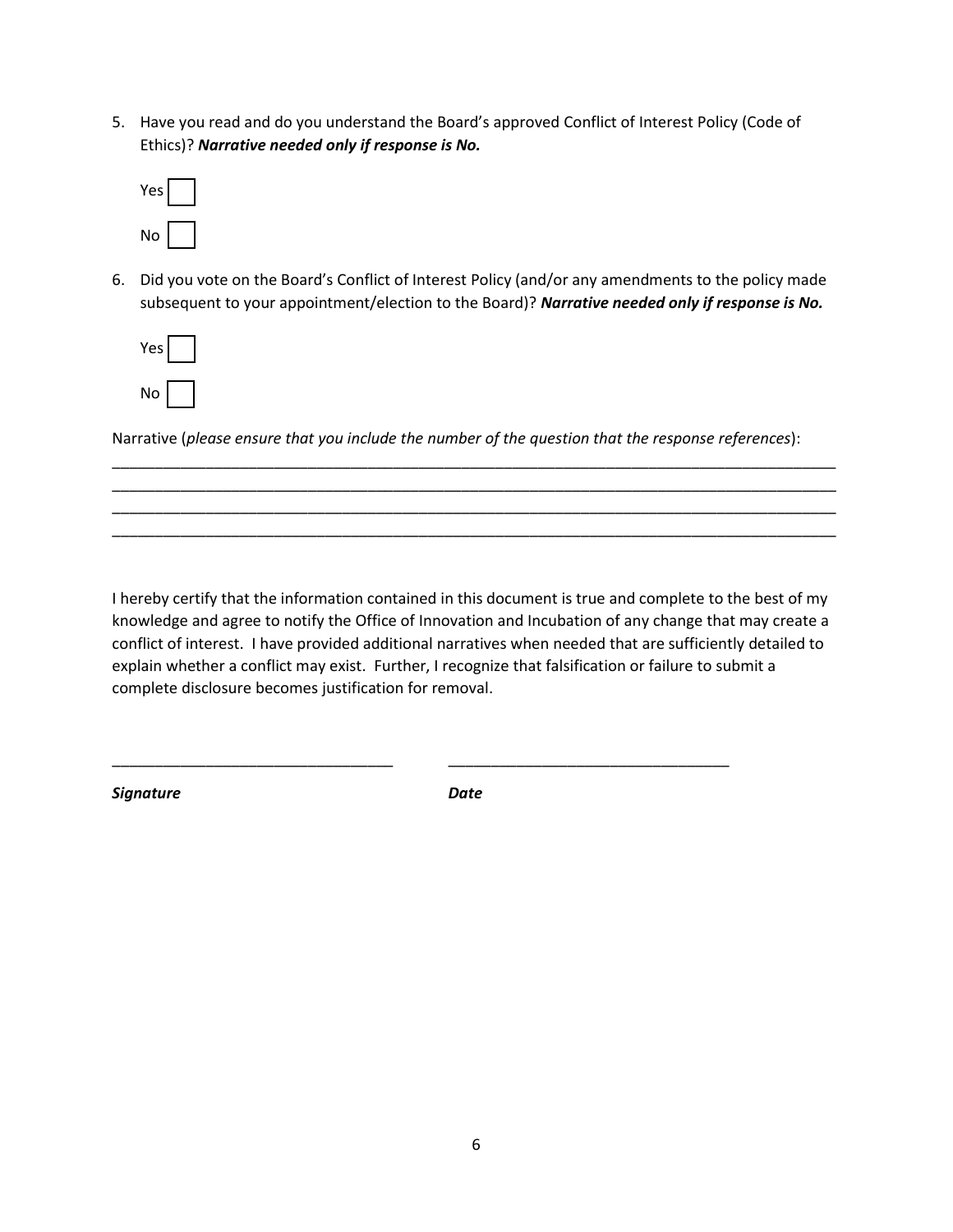5. Have you read and do you understand the Board's approved Conflict of Interest Policy (Code of Ethics)? ***Narrative needed only if response is No.***

   Yes ☐

   No ☐

6. Did you vote on the Board's Conflict of Interest Policy (and/or any amendments to the policy made subsequent to your appointment/election to the Board)? ***Narrative needed only if response is No.***

   Yes ☐

   No ☐

Narrative (*please ensure that you include the number of the question that the response references*):

_______________________________________________________________________________________
_______________________________________________________________________________________
_______________________________________________________________________________________
_______________________________________________________________________________________

I hereby certify that the information contained in this document is true and complete to the best of my knowledge and agree to notify the Office of Innovation and Incubation of any change that may create a conflict of interest. I have provided additional narratives when needed that are sufficiently detailed to explain whether a conflict may exist. Further, I recognize that falsification or failure to submit a complete disclosure becomes justification for removal.

_________________________________ _________________________________

***Signature*** ***Date***